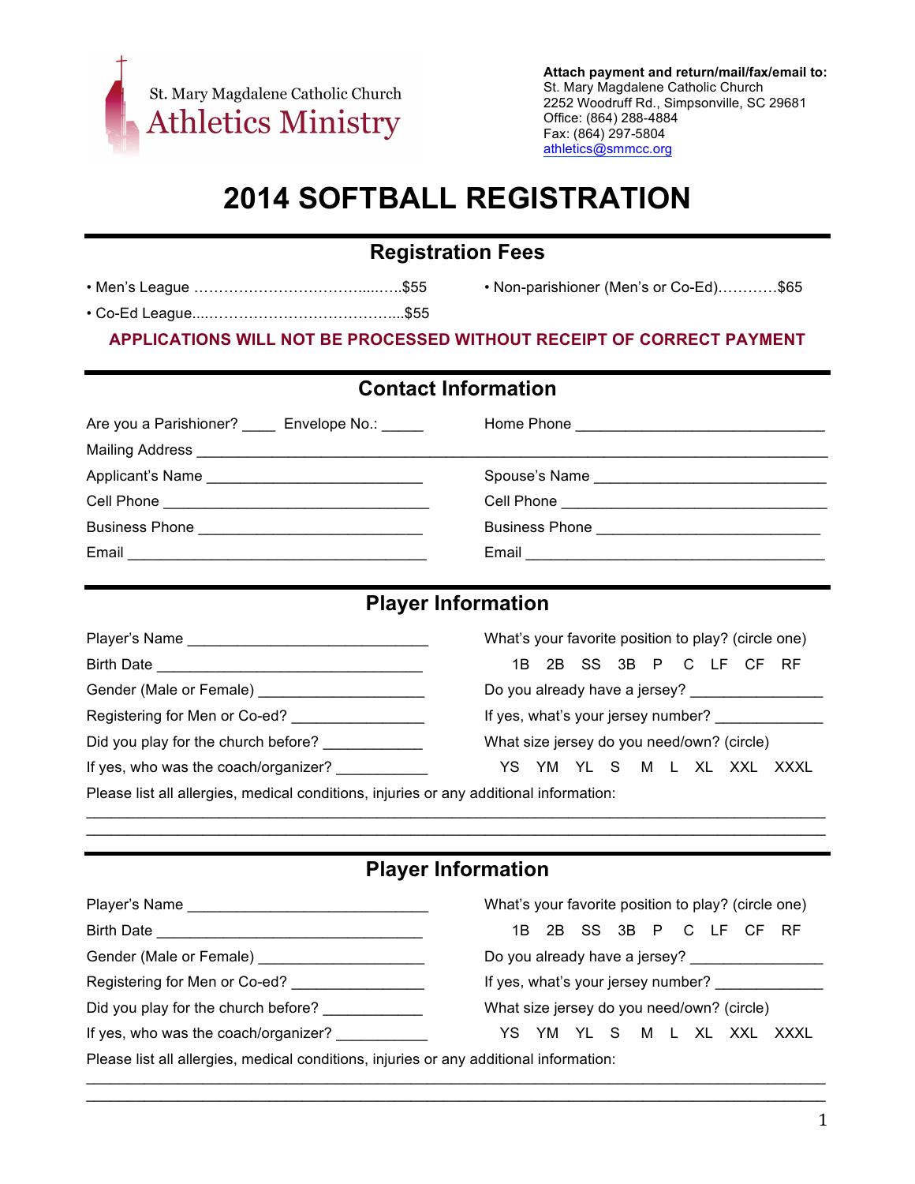St. Mary Magdalene Catholic Church
Athletics Ministry

**Attach payment and return/mail/fax/email to:**
St. Mary Magdalene Catholic Church
2252 Woodruff Rd., Simpsonville, SC 29681
Office: (864) 288-4884
Fax: (864) 297-5804
athletics@smmcc.org

# 2014 SOFTBALL REGISTRATION

## Registration Fees

- Men's League ………………………………......…..$55
- Co-Ed League....…………………………………....$55
- Non-parishioner (Men's or Co-Ed)…………$65

**APPLICATIONS WILL NOT BE PROCESSED WITHOUT RECEIPT OF CORRECT PAYMENT**

## Contact Information

Are you a Parishioner? ____ Envelope No.: _____

Home Phone ______________________________

Mailing Address ________________________________________________________________________

Applicant's Name __________________________

Spouse's Name ____________________________

Cell Phone ________________________________

Cell Phone ________________________________

Business Phone ___________________________

Business Phone ___________________________

Email ____________________________________

Email ____________________________________

## Player Information

Player's Name _____________________________

Birth Date ________________________________

Gender (Male or Female) ___________________

Registering for Men or Co-ed? _______________

Did you play for the church before? ___________

If yes, who was the coach/organizer? __________

What's your favorite position to play? (circle one)

1B 2B SS 3B P C LF CF RF

Do you already have a jersey? _______________

If yes, what's your jersey number? ____________

What size jersey do you need/own? (circle)

YS YM YL S M L XL XXL XXXL

Please list all allergies, medical conditions, injuries or any additional information:

________________________________________________________________________________________

________________________________________________________________________________________

## Player Information

Player's Name _____________________________

Birth Date ________________________________

Gender (Male or Female) ___________________

Registering for Men or Co-ed? _______________

Did you play for the church before? ___________

If yes, who was the coach/organizer? __________

What's your favorite position to play? (circle one)

1B 2B SS 3B P C LF CF RF

Do you already have a jersey? _______________

If yes, what's your jersey number? ____________

What size jersey do you need/own? (circle)

YS YM YL S M L XL XXL XXXL

Please list all allergies, medical conditions, injuries or any additional information:

________________________________________________________________________________________

________________________________________________________________________________________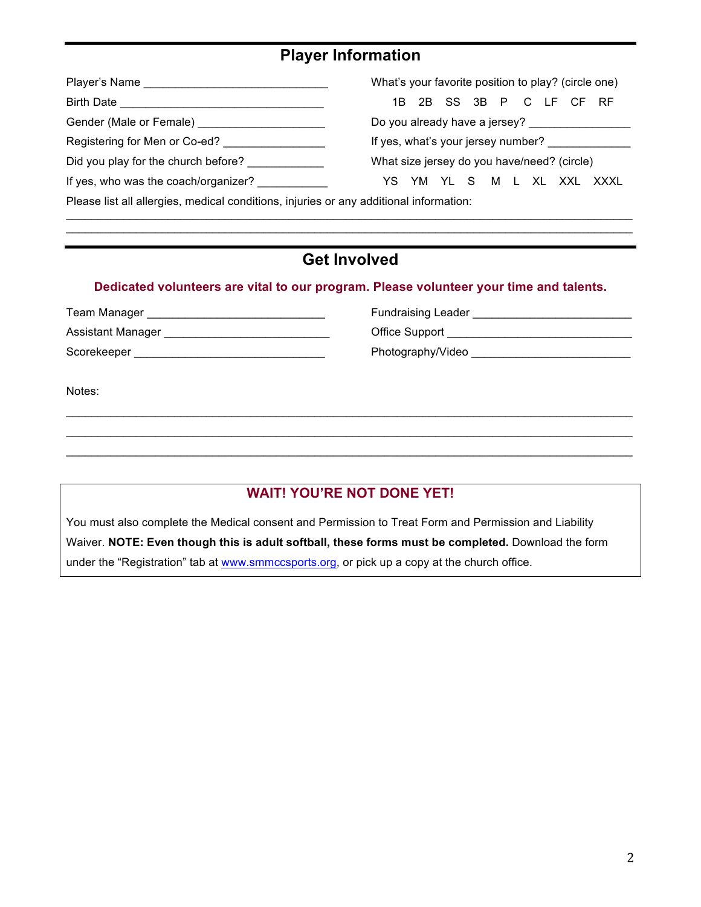## Player Information

Player's Name ______________________________

Birth Date ________________________________

Gender (Male or Female) ____________________

Registering for Men or Co-ed? ________________

Did you play for the church before? ____________

If yes, who was the coach/organizer? ___________

What's your favorite position to play? (circle one)

1B 2B SS 3B P C LF CF RF

Do you already have a jersey? ________________

If yes, what's your jersey number? _____________

What size jersey do you have/need? (circle)

YS YM YL S M L XL XXL XXXL

Please list all allergies, medical conditions, injuries or any additional information:

______________________________________________________________________________________

______________________________________________________________________________________

## Get Involved

**Dedicated volunteers are vital to our program. Please volunteer your time and talents.**

Team Manager ____________________________

Assistant Manager __________________________

Scorekeeper ______________________________

Fundraising Leader _________________________

Office Support _____________________________

Photography/Video _________________________

Notes:

______________________________________________________________________________________

______________________________________________________________________________________

______________________________________________________________________________________

### WAIT! YOU'RE NOT DONE YET!

You must also complete the Medical consent and Permission to Treat Form and Permission and Liability Waiver. **NOTE: Even though this is adult softball, these forms must be completed.** Download the form under the "Registration" tab at www.smmccsports.org, or pick up a copy at the church office.